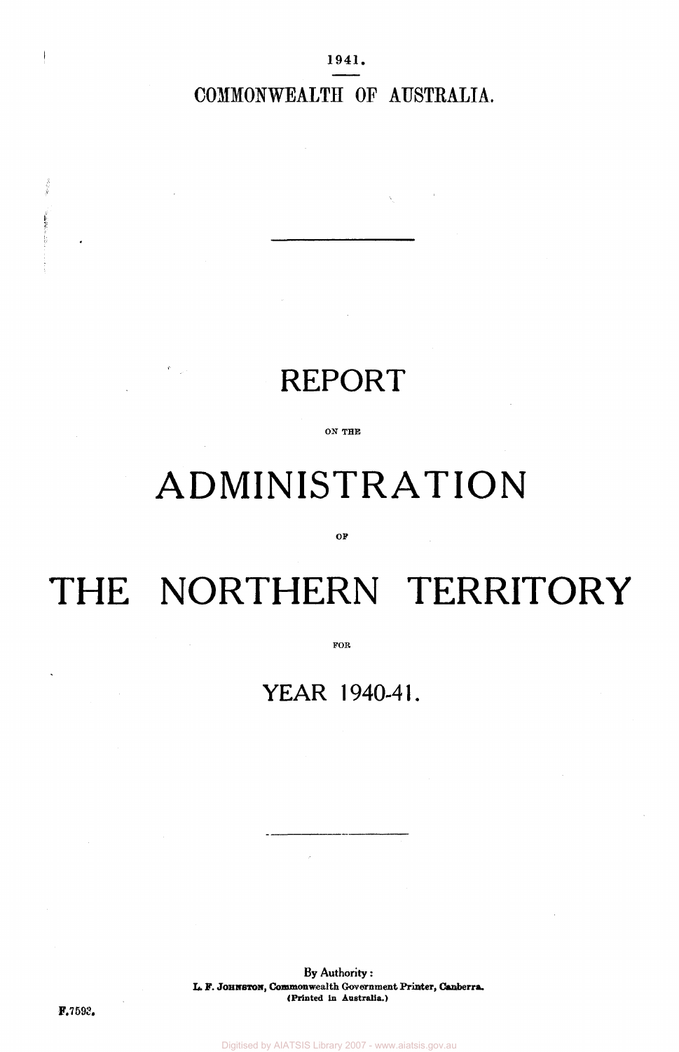1941.

COMMONWEALTH OF AUSTRALIA.

# REPORT

ON THE

# ADMINISTRATION

OF

# THE NORTHERN TERRITORY

FOR

## YEAR 1940-41.

By Authority:
L. F. JOHNSTON, Commonwealth Government Printer, Canberra.
(Printed in Australia.)

F.7593.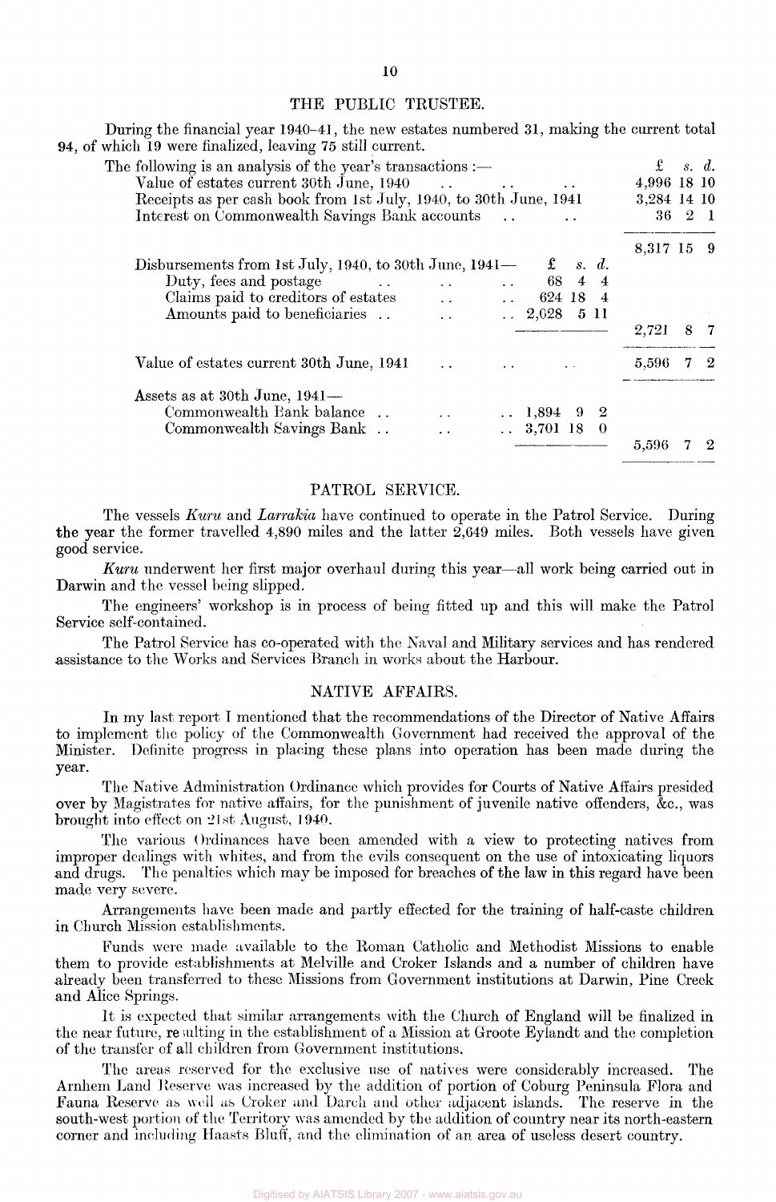## THE PUBLIC TRUSTEE.

During the financial year 1940-41, the new estates numbered 31, making the current total 94, of which 19 were finalized, leaving 75 still current.

The following is an analysis of the year's transactions :—

| | £ s. d. | £ s. d. |
|---|---|---|
| Value of estates current 30th June, 1940 | | 4,996 18 10 |
| Receipts as per cash book from 1st July, 1940, to 30th June, 1941 | | 3,284 14 10 |
| Interest on Commonwealth Savings Bank accounts | | 36 2 1 |
| | | 8,317 15 9 |
| Disbursements from 1st July, 1940, to 30th June, 1941— | | |
| Duty, fees and postage | 68 4 4 | |
| Claims paid to creditors of estates | 624 18 4 | |
| Amounts paid to beneficiaries | 2,028 5 11 | |
| | | 2,721 8 7 |
| Value of estates current 30th June, 1941 | | 5,596 7 2 |
| Assets as at 30th June, 1941— | | |
| Commonwealth Bank balance | 1,894 9 2 | |
| Commonwealth Savings Bank | 3,701 18 0 | |
| | | 5,596 7 2 |

## PATROL SERVICE.

The vessels *Kuru* and *Larrakia* have continued to operate in the Patrol Service. During the year the former travelled 4,890 miles and the latter 2,649 miles. Both vessels have given good service.

*Kuru* underwent her first major overhaul during this year—all work being carried out in Darwin and the vessel being slipped.

The engineers' workshop is in process of being fitted up and this will make the Patrol Service self-contained.

The Patrol Service has co-operated with the Naval and Military services and has rendered assistance to the Works and Services Branch in works about the Harbour.

## NATIVE AFFAIRS.

In my last report I mentioned that the recommendations of the Director of Native Affairs to implement the policy of the Commonwealth Government had received the approval of the Minister. Definite progress in placing these plans into operation has been made during the year.

The Native Administration Ordinance which provides for Courts of Native Affairs presided over by Magistrates for native affairs, for the punishment of juvenile native offenders, &c., was brought into effect on 21st August, 1940.

The various Ordinances have been amended with a view to protecting natives from improper dealings with whites, and from the evils consequent on the use of intoxicating liquors and drugs. The penalties which may be imposed for breaches of the law in this regard have been made very severe.

Arrangements have been made and partly effected for the training of half-caste children in Church Mission establishments.

Funds were made available to the Roman Catholic and Methodist Missions to enable them to provide establishments at Melville and Croker Islands and a number of children have already been transferred to these Missions from Government institutions at Darwin, Pine Creek and Alice Springs.

It is expected that similar arrangements with the Church of England will be finalized in the near future, resulting in the establishment of a Mission at Groote Eylandt and the completion of the transfer of all children from Government institutions.

The areas reserved for the exclusive use of natives were considerably increased. The Arnhem Land Reserve was increased by the addition of portion of Coburg Peninsula Flora and Fauna Reserve as well as Croker and Darch and other adjacent islands. The reserve in the south-west portion of the Territory was amended by the addition of country near its north-eastern corner and including Haasts Bluff, and the elimination of an area of useless desert country.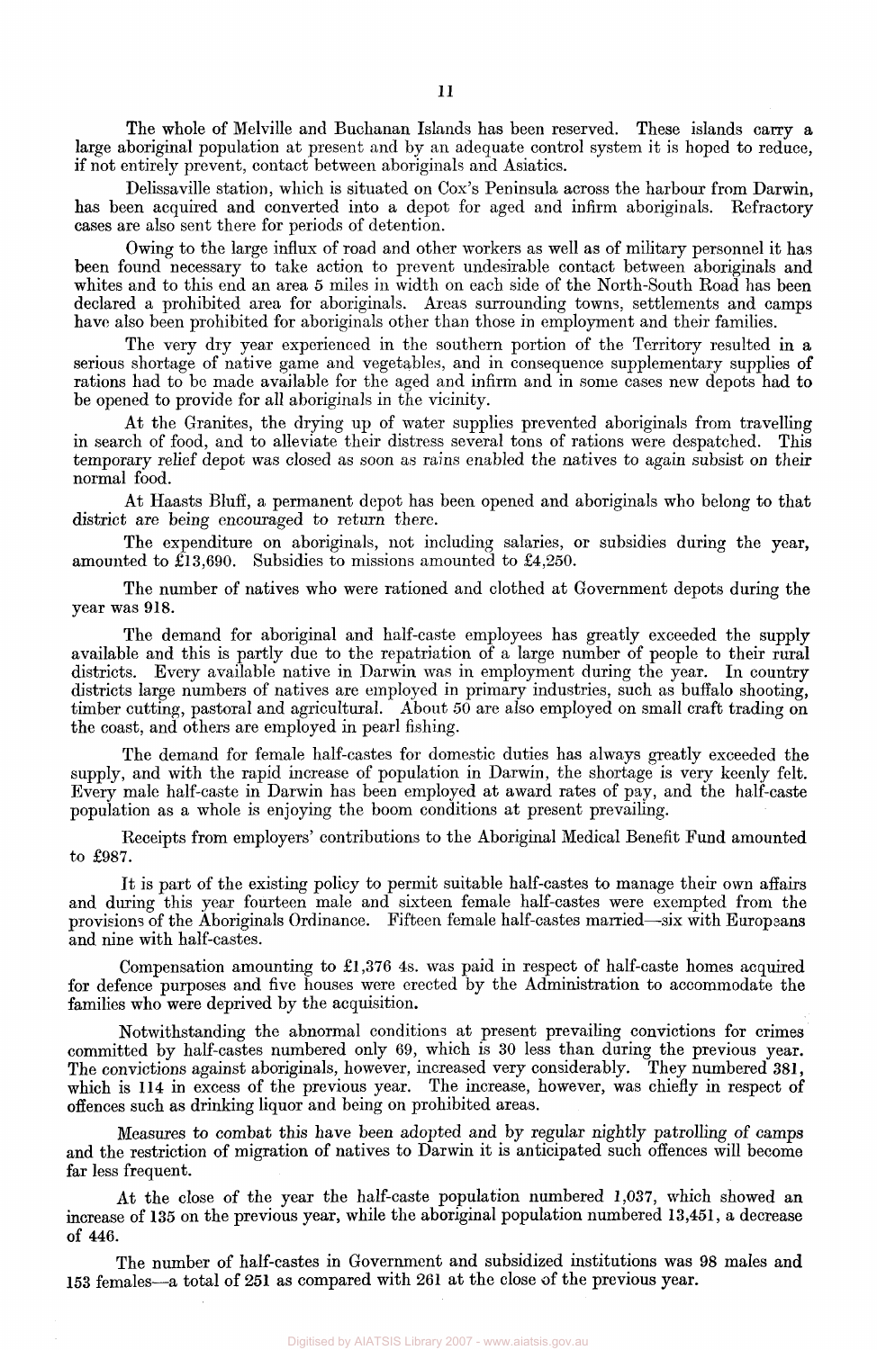The whole of Melville and Buchanan Islands has been reserved. These islands carry a large aboriginal population at present and by an adequate control system it is hoped to reduce, if not entirely prevent, contact between aboriginals and Asiatics.

Delissaville station, which is situated on Cox's Peninsula across the harbour from Darwin, has been acquired and converted into a depot for aged and infirm aboriginals. Refractory cases are also sent there for periods of detention.

Owing to the large influx of road and other workers as well as of military personnel it has been found necessary to take action to prevent undesirable contact between aboriginals and whites and to this end an area 5 miles in width on each side of the North-South Road has been declared a prohibited area for aboriginals. Areas surrounding towns, settlements and camps have also been prohibited for aboriginals other than those in employment and their families.

The very dry year experienced in the southern portion of the Territory resulted in a serious shortage of native game and vegetables, and in consequence supplementary supplies of rations had to be made available for the aged and infirm and in some cases new depots had to be opened to provide for all aboriginals in the vicinity.

At the Granites, the drying up of water supplies prevented aboriginals from travelling in search of food, and to alleviate their distress several tons of rations were despatched. This temporary relief depot was closed as soon as rains enabled the natives to again subsist on their normal food.

At Haasts Bluff, a permanent depot has been opened and aboriginals who belong to that district are being encouraged to return there.

The expenditure on aboriginals, not including salaries, or subsidies during the year, amounted to £13,690. Subsidies to missions amounted to £4,250.

The number of natives who were rationed and clothed at Government depots during the year was 918.

The demand for aboriginal and half-caste employees has greatly exceeded the supply available and this is partly due to the repatriation of a large number of people to their rural districts. Every available native in Darwin was in employment during the year. In country districts large numbers of natives are employed in primary industries, such as buffalo shooting, timber cutting, pastoral and agricultural. About 50 are also employed on small craft trading on the coast, and others are employed in pearl fishing.

The demand for female half-castes for domestic duties has always greatly exceeded the supply, and with the rapid increase of population in Darwin, the shortage is very keenly felt. Every male half-caste in Darwin has been employed at award rates of pay, and the half-caste population as a whole is enjoying the boom conditions at present prevailing.

Receipts from employers' contributions to the Aboriginal Medical Benefit Fund amounted to £987.

It is part of the existing policy to permit suitable half-castes to manage their own affairs and during this year fourteen male and sixteen female half-castes were exempted from the provisions of the Aboriginals Ordinance. Fifteen female half-castes married—six with Europeans and nine with half-castes.

Compensation amounting to £1,376 4s. was paid in respect of half-caste homes acquired for defence purposes and five houses were erected by the Administration to accommodate the families who were deprived by the acquisition.

Notwithstanding the abnormal conditions at present prevailing convictions for crimes committed by half-castes numbered only 69, which is 30 less than during the previous year. The convictions against aboriginals, however, increased very considerably. They numbered 381, which is 114 in excess of the previous year. The increase, however, was chiefly in respect of offences such as drinking liquor and being on prohibited areas.

Measures to combat this have been adopted and by regular nightly patrolling of camps and the restriction of migration of natives to Darwin it is anticipated such offences will become far less frequent.

At the close of the year the half-caste population numbered 1,037, which showed an increase of 135 on the previous year, while the aboriginal population numbered 13,451, a decrease of 446.

The number of half-castes in Government and subsidized institutions was 98 males and 153 females—a total of 251 as compared with 261 at the close of the previous year.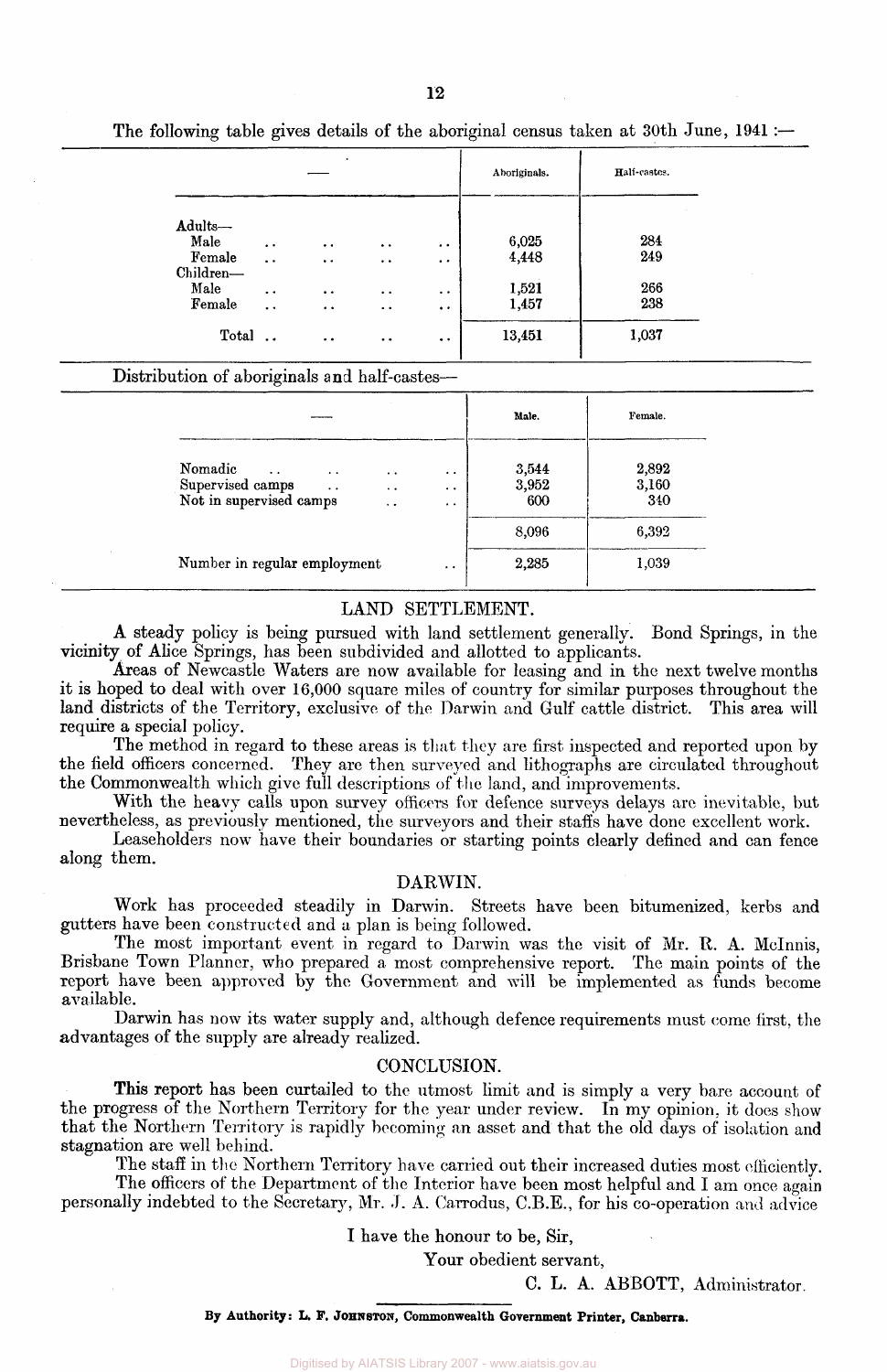The following table gives details of the aboriginal census taken at 30th June, 1941 :—

| — | Aboriginals. | Half-castes. |
|---|---|---|
| Adults— | | |
| Male | 6,025 | 284 |
| Female | 4,448 | 249 |
| Children— | | |
| Male | 1,521 | 266 |
| Female | 1,457 | 238 |
| Total | 13,451 | 1,037 |

Distribution of aboriginals and half-castes—

| — | Male. | Female. |
|---|---|---|
| Nomadic | 3,544 | 2,892 |
| Supervised camps | 3,952 | 3,160 |
| Not in supervised camps | 600 | 340 |
| | 8,096 | 6,392 |
| Number in regular employment | 2,285 | 1,039 |

## LAND SETTLEMENT.

A steady policy is being pursued with land settlement generally. Bond Springs, in the vicinity of Alice Springs, has been subdivided and allotted to applicants.

Areas of Newcastle Waters are now available for leasing and in the next twelve months it is hoped to deal with over 16,000 square miles of country for similar purposes throughout the land districts of the Territory, exclusive of the Darwin and Gulf cattle district. This area will require a special policy.

The method in regard to these areas is that they are first inspected and reported upon by the field officers concerned. They are then surveyed and lithographs are circulated throughout the Commonwealth which give full descriptions of the land, and improvements.

With the heavy calls upon survey officers for defence surveys delays are inevitable, but nevertheless, as previously mentioned, the surveyors and their staffs have done excellent work.

Leaseholders now have their boundaries or starting points clearly defined and can fence along them.

## DARWIN.

Work has proceeded steadily in Darwin. Streets have been bitumenized, kerbs and gutters have been constructed and a plan is being followed.

The most important event in regard to Darwin was the visit of Mr. R. A. McInnis, Brisbane Town Planner, who prepared a most comprehensive report. The main points of the report have been approved by the Government and will be implemented as funds become available.

Darwin has now its water supply and, although defence requirements must come first, the advantages of the supply are already realized.

## CONCLUSION.

This report has been curtailed to the utmost limit and is simply a very bare account of the progress of the Northern Territory for the year under review. In my opinion, it does show that the Northern Territory is rapidly becoming an asset and that the old days of isolation and stagnation are well behind.

The staff in the Northern Territory have carried out their increased duties most efficiently.

The officers of the Department of the Interior have been most helpful and I am once again personally indebted to the Secretary, Mr. J. A. Carrodus, C.B.E., for his co-operation and advice

I have the honour to be, Sir,

Your obedient servant,

C. L. A. ABBOTT, Administrator.

**By Authority: L. F. Johnston, Commonwealth Government Printer, Canberra.**